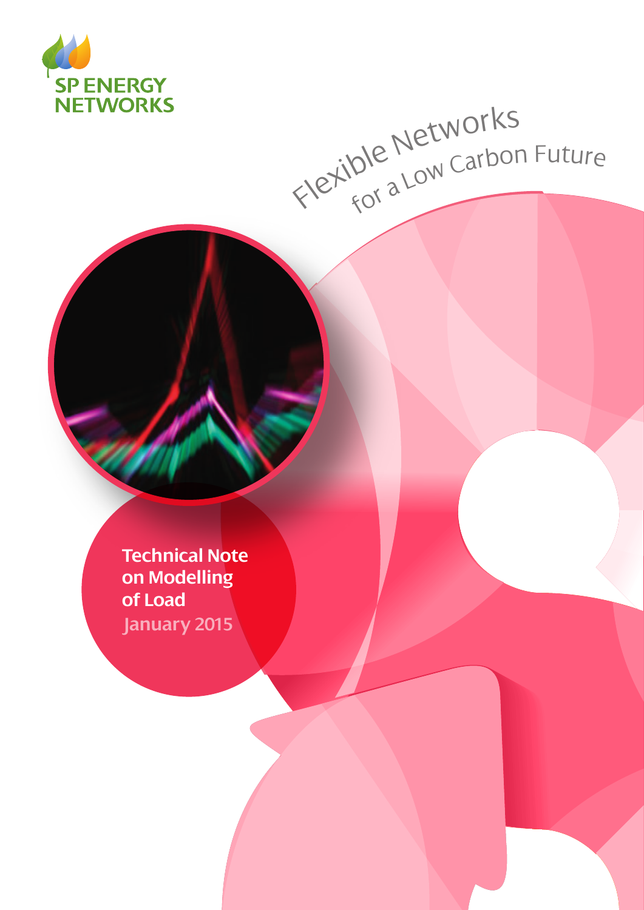SP ENERGY NETWORKS

Flexible Networks for a Low Carbon Future

# Technical Note on Modelling of Load

January 2015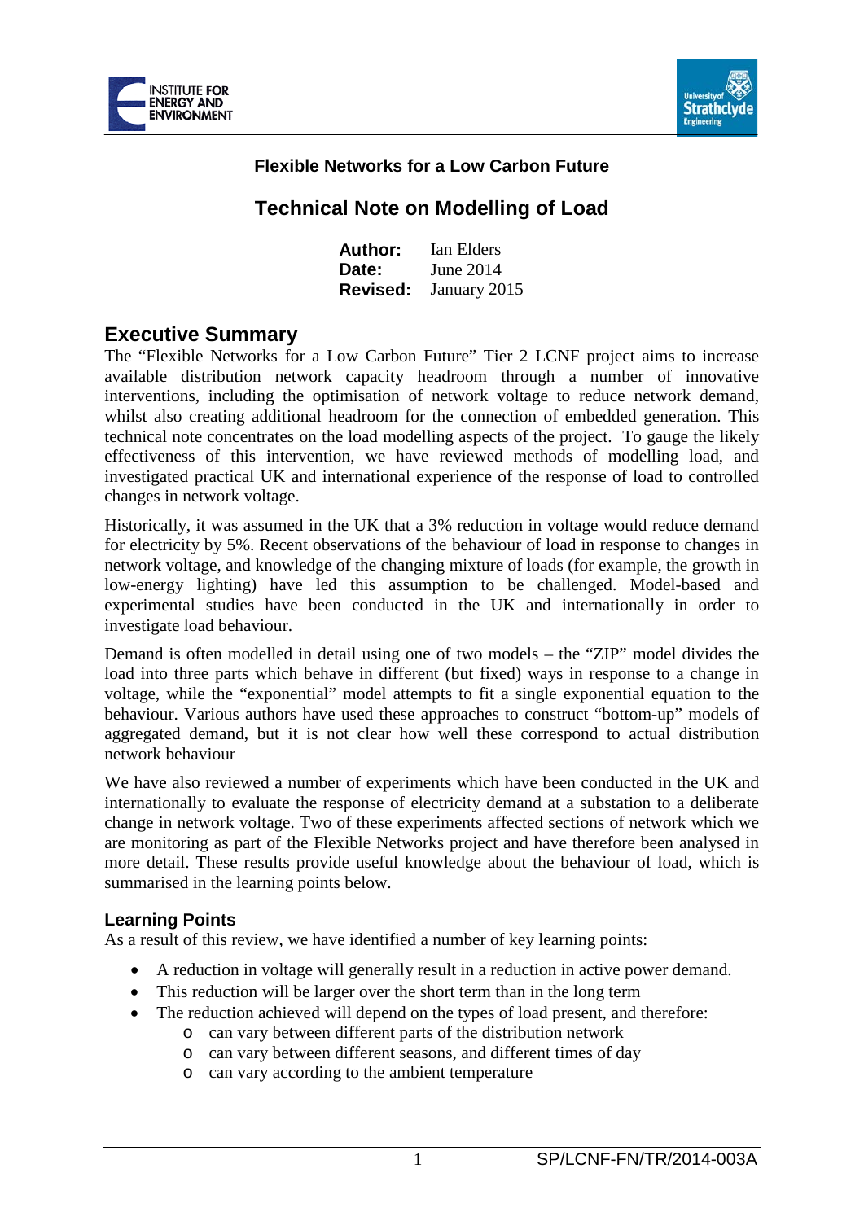**Flexible Networks for a Low Carbon Future**

# Technical Note on Modelling of Load

**Author:** Ian Elders
**Date:** June 2014
**Revised:** January 2015

## Executive Summary

The "Flexible Networks for a Low Carbon Future" Tier 2 LCNF project aims to increase available distribution network capacity headroom through a number of innovative interventions, including the optimisation of network voltage to reduce network demand, whilst also creating additional headroom for the connection of embedded generation. This technical note concentrates on the load modelling aspects of the project. To gauge the likely effectiveness of this intervention, we have reviewed methods of modelling load, and investigated practical UK and international experience of the response of load to controlled changes in network voltage.

Historically, it was assumed in the UK that a 3% reduction in voltage would reduce demand for electricity by 5%. Recent observations of the behaviour of load in response to changes in network voltage, and knowledge of the changing mixture of loads (for example, the growth in low-energy lighting) have led this assumption to be challenged. Model-based and experimental studies have been conducted in the UK and internationally in order to investigate load behaviour.

Demand is often modelled in detail using one of two models – the "ZIP" model divides the load into three parts which behave in different (but fixed) ways in response to a change in voltage, while the "exponential" model attempts to fit a single exponential equation to the behaviour. Various authors have used these approaches to construct "bottom-up" models of aggregated demand, but it is not clear how well these correspond to actual distribution network behaviour

We have also reviewed a number of experiments which have been conducted in the UK and internationally to evaluate the response of electricity demand at a substation to a deliberate change in network voltage. Two of these experiments affected sections of network which we are monitoring as part of the Flexible Networks project and have therefore been analysed in more detail. These results provide useful knowledge about the behaviour of load, which is summarised in the learning points below.

### Learning Points

As a result of this review, we have identified a number of key learning points:

- A reduction in voltage will generally result in a reduction in active power demand.
- This reduction will be larger over the short term than in the long term
- The reduction achieved will depend on the types of load present, and therefore:
  - can vary between different parts of the distribution network
  - can vary between different seasons, and different times of day
  - can vary according to the ambient temperature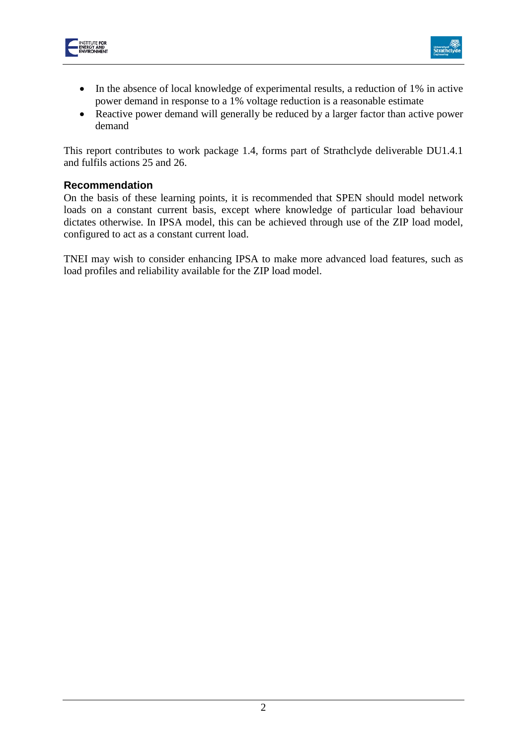- In the absence of local knowledge of experimental results, a reduction of 1% in active power demand in response to a 1% voltage reduction is a reasonable estimate
- Reactive power demand will generally be reduced by a larger factor than active power demand

This report contributes to work package 1.4, forms part of Strathclyde deliverable DU1.4.1 and fulfils actions 25 and 26.

### Recommendation

On the basis of these learning points, it is recommended that SPEN should model network loads on a constant current basis, except where knowledge of particular load behaviour dictates otherwise. In IPSA model, this can be achieved through use of the ZIP load model, configured to act as a constant current load.

TNEI may wish to consider enhancing IPSA to make more advanced load features, such as load profiles and reliability available for the ZIP load model.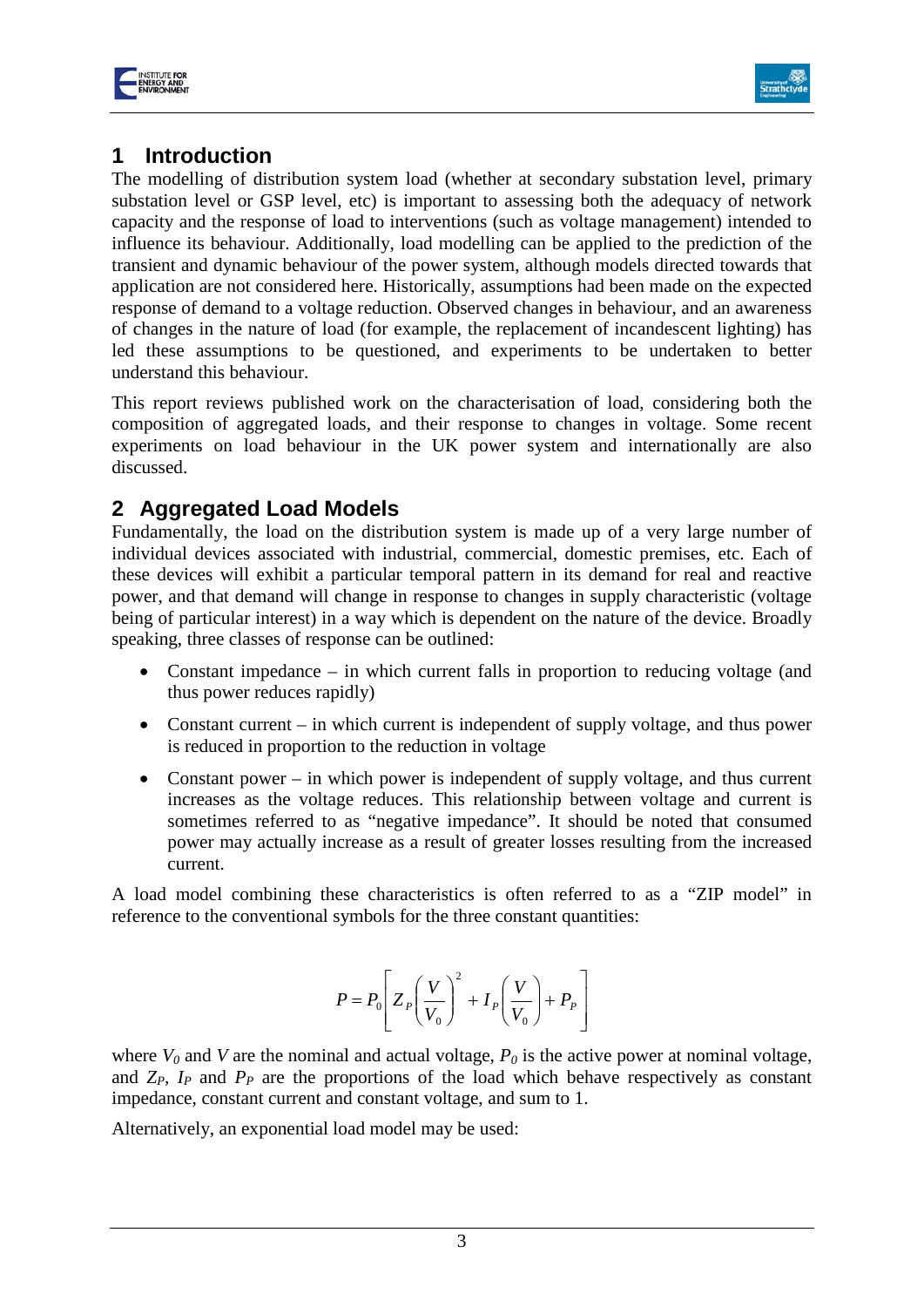# 1 Introduction

The modelling of distribution system load (whether at secondary substation level, primary substation level or GSP level, etc) is important to assessing both the adequacy of network capacity and the response of load to interventions (such as voltage management) intended to influence its behaviour. Additionally, load modelling can be applied to the prediction of the transient and dynamic behaviour of the power system, although models directed towards that application are not considered here. Historically, assumptions had been made on the expected response of demand to a voltage reduction. Observed changes in behaviour, and an awareness of changes in the nature of load (for example, the replacement of incandescent lighting) has led these assumptions to be questioned, and experiments to be undertaken to better understand this behaviour.

This report reviews published work on the characterisation of load, considering both the composition of aggregated loads, and their response to changes in voltage. Some recent experiments on load behaviour in the UK power system and internationally are also discussed.

# 2 Aggregated Load Models

Fundamentally, the load on the distribution system is made up of a very large number of individual devices associated with industrial, commercial, domestic premises, etc. Each of these devices will exhibit a particular temporal pattern in its demand for real and reactive power, and that demand will change in response to changes in supply characteristic (voltage being of particular interest) in a way which is dependent on the nature of the device. Broadly speaking, three classes of response can be outlined:

- Constant impedance – in which current falls in proportion to reducing voltage (and thus power reduces rapidly)
- Constant current – in which current is independent of supply voltage, and thus power is reduced in proportion to the reduction in voltage
- Constant power – in which power is independent of supply voltage, and thus current increases as the voltage reduces. This relationship between voltage and current is sometimes referred to as "negative impedance". It should be noted that consumed power may actually increase as a result of greater losses resulting from the increased current.

A load model combining these characteristics is often referred to as a "ZIP model" in reference to the conventional symbols for the three constant quantities:

$$P = P_0\left[Z_P\left(\frac{V}{V_0}\right)^2 + I_P\left(\frac{V}{V_0}\right) + P_P\right]$$

where $V_0$ and $V$ are the nominal and actual voltage, $P_0$ is the active power at nominal voltage, and $Z_P$, $I_P$ and $P_P$ are the proportions of the load which behave respectively as constant impedance, constant current and constant voltage, and sum to 1.

Alternatively, an exponential load model may be used: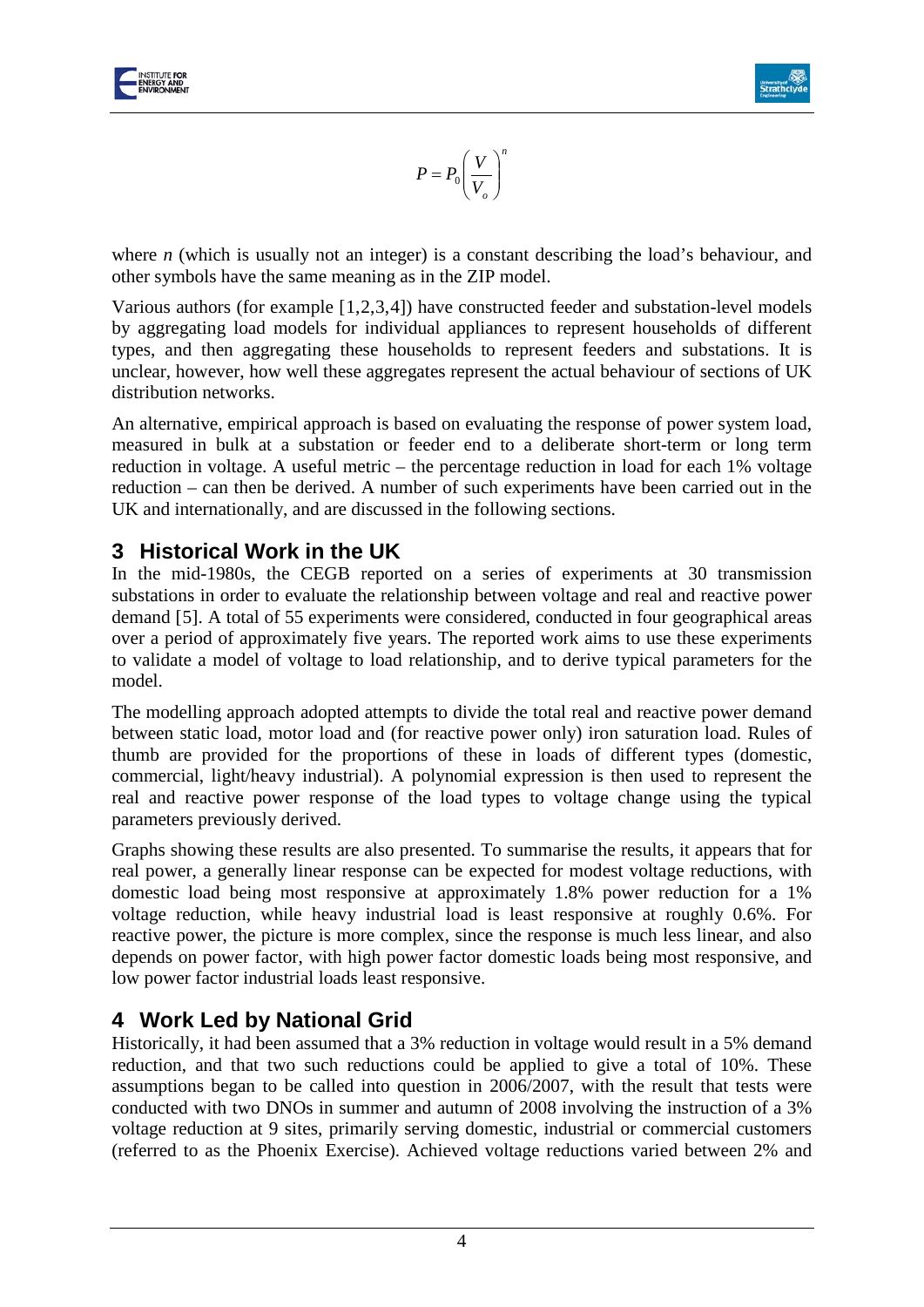$$P = P_0 \left( \frac{V}{V_o} \right)^n$$

where $n$ (which is usually not an integer) is a constant describing the load's behaviour, and other symbols have the same meaning as in the ZIP model.

Various authors (for example [1,2,3,4]) have constructed feeder and substation-level models by aggregating load models for individual appliances to represent households of different types, and then aggregating these households to represent feeders and substations. It is unclear, however, how well these aggregates represent the actual behaviour of sections of UK distribution networks.

An alternative, empirical approach is based on evaluating the response of power system load, measured in bulk at a substation or feeder end to a deliberate short-term or long term reduction in voltage. A useful metric – the percentage reduction in load for each 1% voltage reduction – can then be derived. A number of such experiments have been carried out in the UK and internationally, and are discussed in the following sections.

## 3 Historical Work in the UK

In the mid-1980s, the CEGB reported on a series of experiments at 30 transmission substations in order to evaluate the relationship between voltage and real and reactive power demand [5]. A total of 55 experiments were considered, conducted in four geographical areas over a period of approximately five years. The reported work aims to use these experiments to validate a model of voltage to load relationship, and to derive typical parameters for the model.

The modelling approach adopted attempts to divide the total real and reactive power demand between static load, motor load and (for reactive power only) iron saturation load. Rules of thumb are provided for the proportions of these in loads of different types (domestic, commercial, light/heavy industrial). A polynomial expression is then used to represent the real and reactive power response of the load types to voltage change using the typical parameters previously derived.

Graphs showing these results are also presented. To summarise the results, it appears that for real power, a generally linear response can be expected for modest voltage reductions, with domestic load being most responsive at approximately 1.8% power reduction for a 1% voltage reduction, while heavy industrial load is least responsive at roughly 0.6%. For reactive power, the picture is more complex, since the response is much less linear, and also depends on power factor, with high power factor domestic loads being most responsive, and low power factor industrial loads least responsive.

## 4 Work Led by National Grid

Historically, it had been assumed that a 3% reduction in voltage would result in a 5% demand reduction, and that two such reductions could be applied to give a total of 10%. These assumptions began to be called into question in 2006/2007, with the result that tests were conducted with two DNOs in summer and autumn of 2008 involving the instruction of a 3% voltage reduction at 9 sites, primarily serving domestic, industrial or commercial customers (referred to as the Phoenix Exercise). Achieved voltage reductions varied between 2% and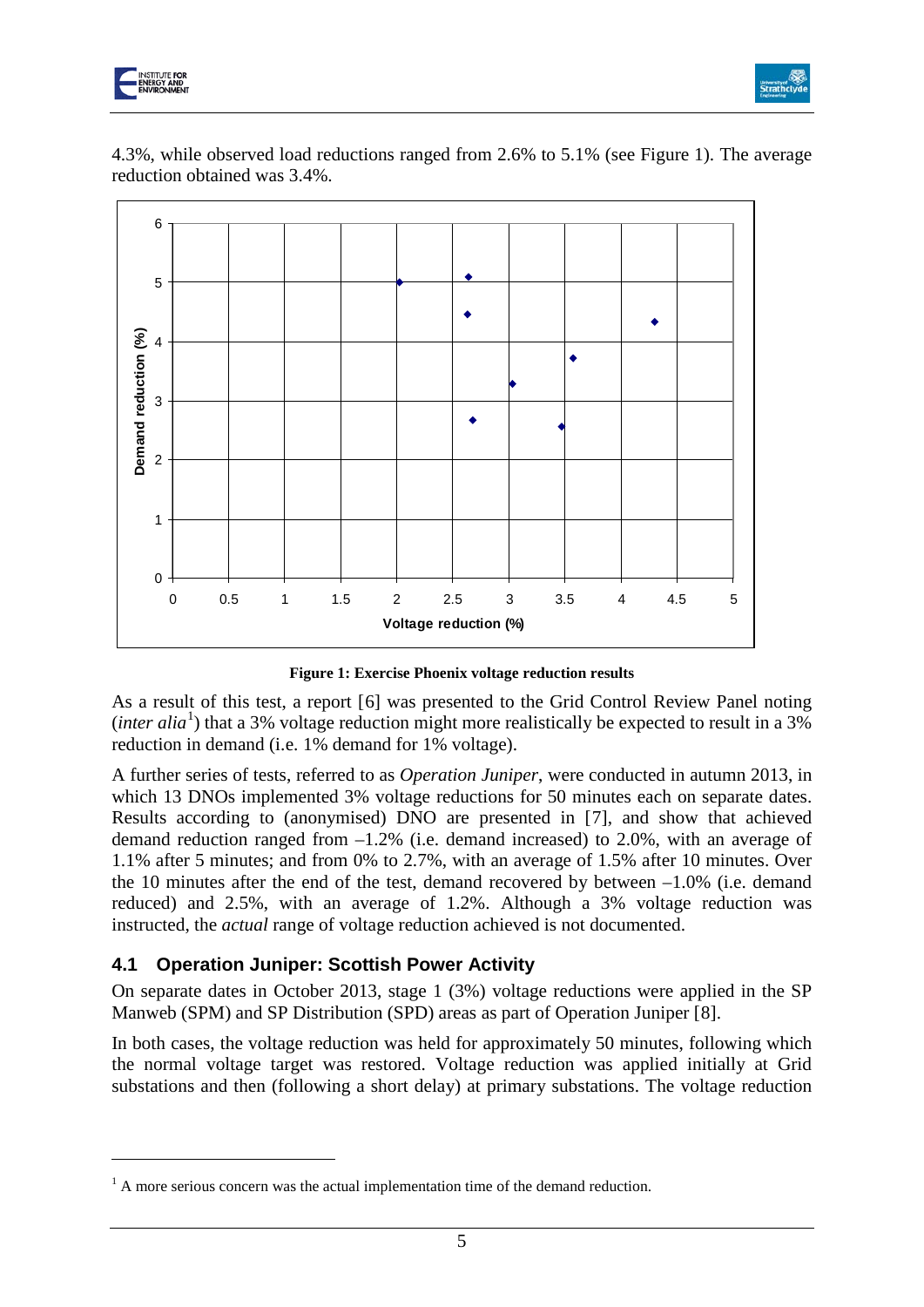4.3%, while observed load reductions ranged from 2.6% to 5.1% (see Figure 1). The average reduction obtained was 3.4%.

**Figure 1: Exercise Phoenix voltage reduction results**

As a result of this test, a report [6] was presented to the Grid Control Review Panel noting (*inter alia*[1]) that a 3% voltage reduction might more realistically be expected to result in a 3% reduction in demand (i.e. 1% demand for 1% voltage).

A further series of tests, referred to as *Operation Juniper*, were conducted in autumn 2013, in which 13 DNOs implemented 3% voltage reductions for 50 minutes each on separate dates. Results according to (anonymised) DNO are presented in [7], and show that achieved demand reduction ranged from –1.2% (i.e. demand increased) to 2.0%, with an average of 1.1% after 5 minutes; and from 0% to 2.7%, with an average of 1.5% after 10 minutes. Over the 10 minutes after the end of the test, demand recovered by between –1.0% (i.e. demand reduced) and 2.5%, with an average of 1.2%. Although a 3% voltage reduction was instructed, the *actual* range of voltage reduction achieved is not documented.

### 4.1 Operation Juniper: Scottish Power Activity

On separate dates in October 2013, stage 1 (3%) voltage reductions were applied in the SP Manweb (SPM) and SP Distribution (SPD) areas as part of Operation Juniper [8].

In both cases, the voltage reduction was held for approximately 50 minutes, following which the normal voltage target was restored. Voltage reduction was applied initially at Grid substations and then (following a short delay) at primary substations. The voltage reduction

[1] A more serious concern was the actual implementation time of the demand reduction.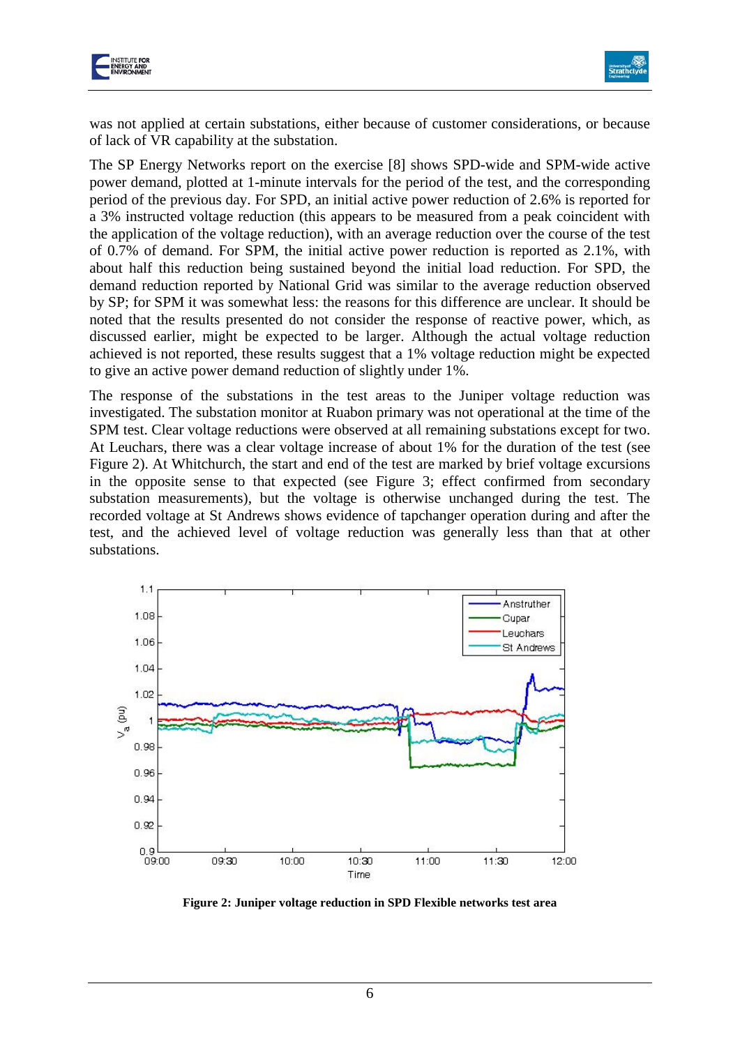was not applied at certain substations, either because of customer considerations, or because of lack of VR capability at the substation.

The SP Energy Networks report on the exercise [8] shows SPD-wide and SPM-wide active power demand, plotted at 1-minute intervals for the period of the test, and the corresponding period of the previous day. For SPD, an initial active power reduction of 2.6% is reported for a 3% instructed voltage reduction (this appears to be measured from a peak coincident with the application of the voltage reduction), with an average reduction over the course of the test of 0.7% of demand. For SPM, the initial active power reduction is reported as 2.1%, with about half this reduction being sustained beyond the initial load reduction. For SPD, the demand reduction reported by National Grid was similar to the average reduction observed by SP; for SPM it was somewhat less: the reasons for this difference are unclear. It should be noted that the results presented do not consider the response of reactive power, which, as discussed earlier, might be expected to be larger. Although the actual voltage reduction achieved is not reported, these results suggest that a 1% voltage reduction might be expected to give an active power demand reduction of slightly under 1%.

The response of the substations in the test areas to the Juniper voltage reduction was investigated. The substation monitor at Ruabon primary was not operational at the time of the SPM test. Clear voltage reductions were observed at all remaining substations except for two. At Leuchars, there was a clear voltage increase of about 1% for the duration of the test (see Figure 2). At Whitchurch, the start and end of the test are marked by brief voltage excursions in the opposite sense to that expected (see Figure 3; effect confirmed from secondary substation measurements), but the voltage is otherwise unchanged during the test. The recorded voltage at St Andrews shows evidence of tapchanger operation during and after the test, and the achieved level of voltage reduction was generally less than that at other substations.

**Figure 2: Juniper voltage reduction in SPD Flexible networks test area**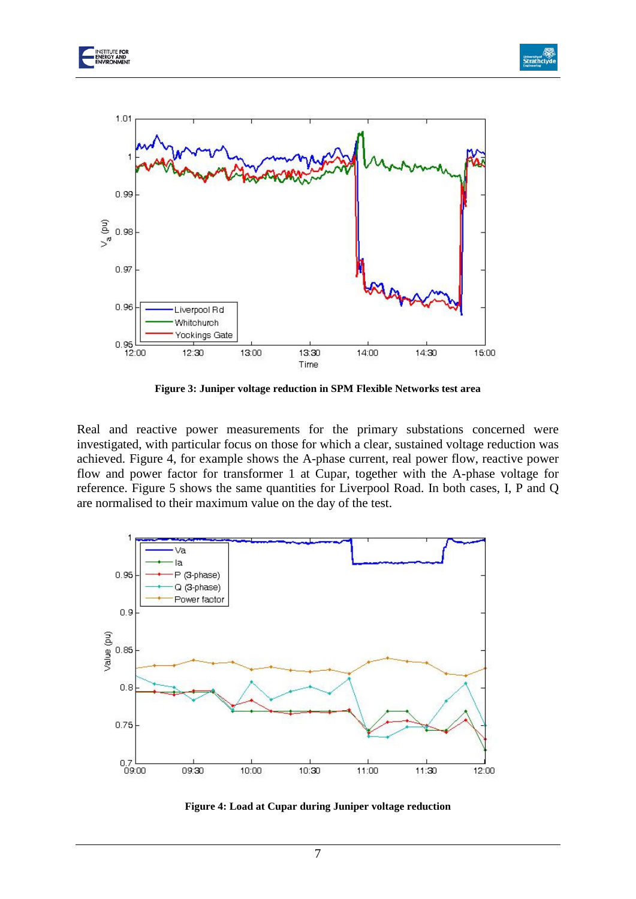Figure 3: Juniper voltage reduction in SPM Flexible Networks test area

Real and reactive power measurements for the primary substations concerned were investigated, with particular focus on those for which a clear, sustained voltage reduction was achieved. Figure 4, for example shows the A-phase current, real power flow, reactive power flow and power factor for transformer 1 at Cupar, together with the A-phase voltage for reference. Figure 5 shows the same quantities for Liverpool Road. In both cases, I, P and Q are normalised to their maximum value on the day of the test.

Figure 4: Load at Cupar during Juniper voltage reduction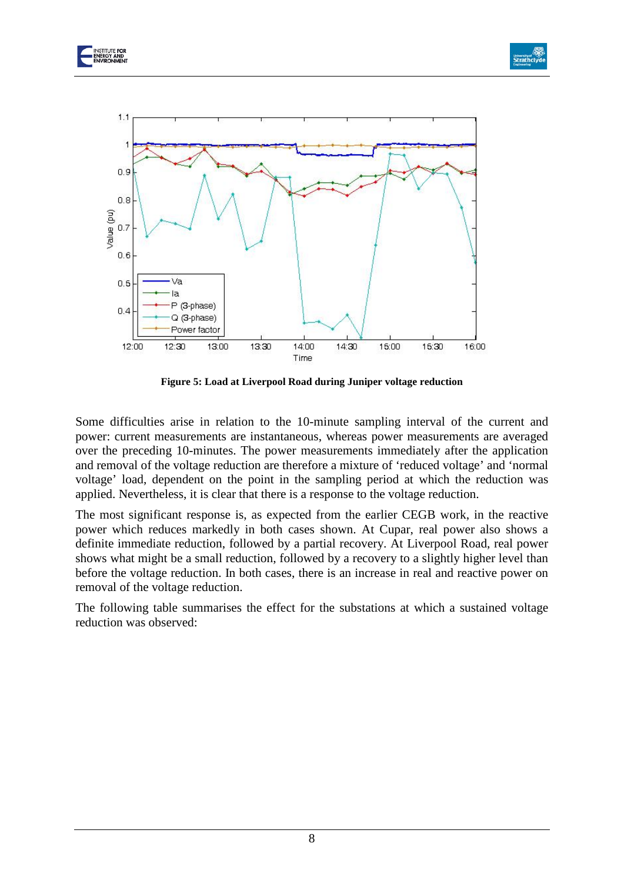**Figure 5: Load at Liverpool Road during Juniper voltage reduction**

Some difficulties arise in relation to the 10-minute sampling interval of the current and power: current measurements are instantaneous, whereas power measurements are averaged over the preceding 10-minutes. The power measurements immediately after the application and removal of the voltage reduction are therefore a mixture of 'reduced voltage' and 'normal voltage' load, dependent on the point in the sampling period at which the reduction was applied. Nevertheless, it is clear that there is a response to the voltage reduction.

The most significant response is, as expected from the earlier CEGB work, in the reactive power which reduces markedly in both cases shown. At Cupar, real power also shows a definite immediate reduction, followed by a partial recovery. At Liverpool Road, real power shows what might be a small reduction, followed by a recovery to a slightly higher level than before the voltage reduction. In both cases, there is an increase in real and reactive power on removal of the voltage reduction.

The following table summarises the effect for the substations at which a sustained voltage reduction was observed: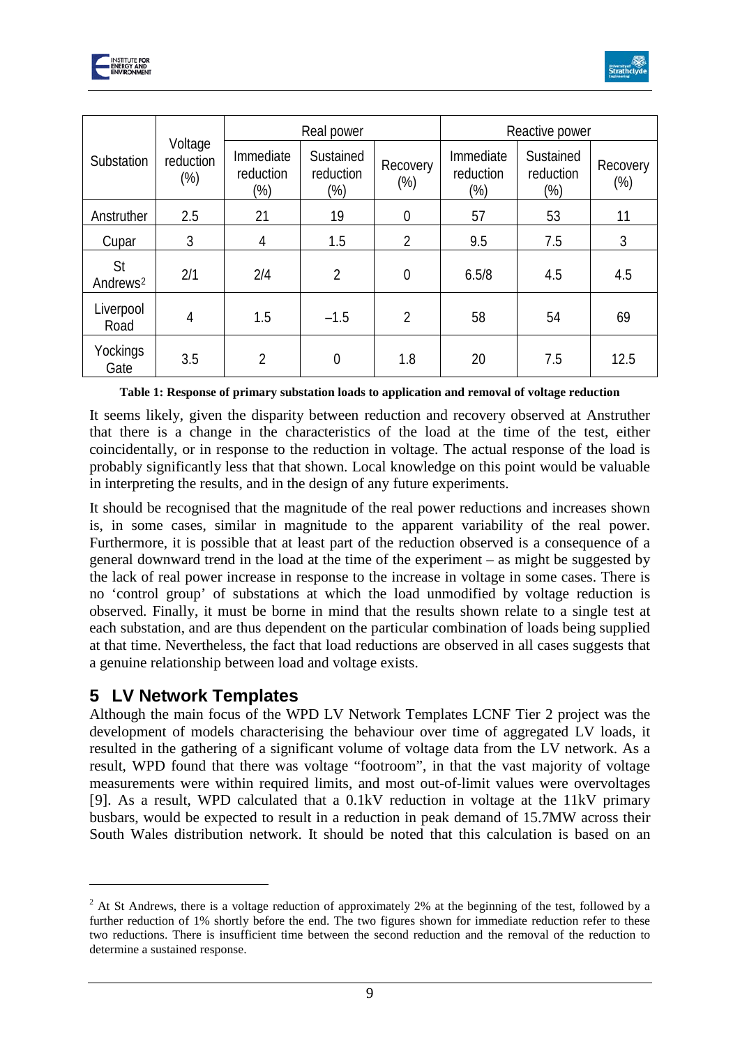| Substation | Voltage reduction (%) | Real power | | | Reactive power | | |
|---|---|---|---|---|---|---|---|
| | | Immediate reduction (%) | Sustained reduction (%) | Recovery (%) | Immediate reduction (%) | Sustained reduction (%) | Recovery (%) |
| Anstruther | 2.5 | 21 | 19 | 0 | 57 | 53 | 11 |
| Cupar | 3 | 4 | 1.5 | 2 | 9.5 | 7.5 | 3 |
| St Andrews[2] | 2/1 | 2/4 | 2 | 0 | 6.5/8 | 4.5 | 4.5 |
| Liverpool Road | 4 | 1.5 | −1.5 | 2 | 58 | 54 | 69 |
| Yockings Gate | 3.5 | 2 | 0 | 1.8 | 20 | 7.5 | 12.5 |

**Table 1: Response of primary substation loads to application and removal of voltage reduction**

It seems likely, given the disparity between reduction and recovery observed at Anstruther that there is a change in the characteristics of the load at the time of the test, either coincidentally, or in response to the reduction in voltage. The actual response of the load is probably significantly less that that shown. Local knowledge on this point would be valuable in interpreting the results, and in the design of any future experiments.

It should be recognised that the magnitude of the real power reductions and increases shown is, in some cases, similar in magnitude to the apparent variability of the real power. Furthermore, it is possible that at least part of the reduction observed is a consequence of a general downward trend in the load at the time of the experiment – as might be suggested by the lack of real power increase in response to the increase in voltage in some cases. There is no 'control group' of substations at which the load unmodified by voltage reduction is observed. Finally, it must be borne in mind that the results shown relate to a single test at each substation, and are thus dependent on the particular combination of loads being supplied at that time. Nevertheless, the fact that load reductions are observed in all cases suggests that a genuine relationship between load and voltage exists.

## 5 LV Network Templates

Although the main focus of the WPD LV Network Templates LCNF Tier 2 project was the development of models characterising the behaviour over time of aggregated LV loads, it resulted in the gathering of a significant volume of voltage data from the LV network. As a result, WPD found that there was voltage "footroom", in that the vast majority of voltage measurements were within required limits, and most out-of-limit values were overvoltages [9]. As a result, WPD calculated that a 0.1kV reduction in voltage at the 11kV primary busbars, would be expected to result in a reduction in peak demand of 15.7MW across their South Wales distribution network. It should be noted that this calculation is based on an

[2] At St Andrews, there is a voltage reduction of approximately 2% at the beginning of the test, followed by a further reduction of 1% shortly before the end. The two figures shown for immediate reduction refer to these two reductions. There is insufficient time between the second reduction and the removal of the reduction to determine a sustained response.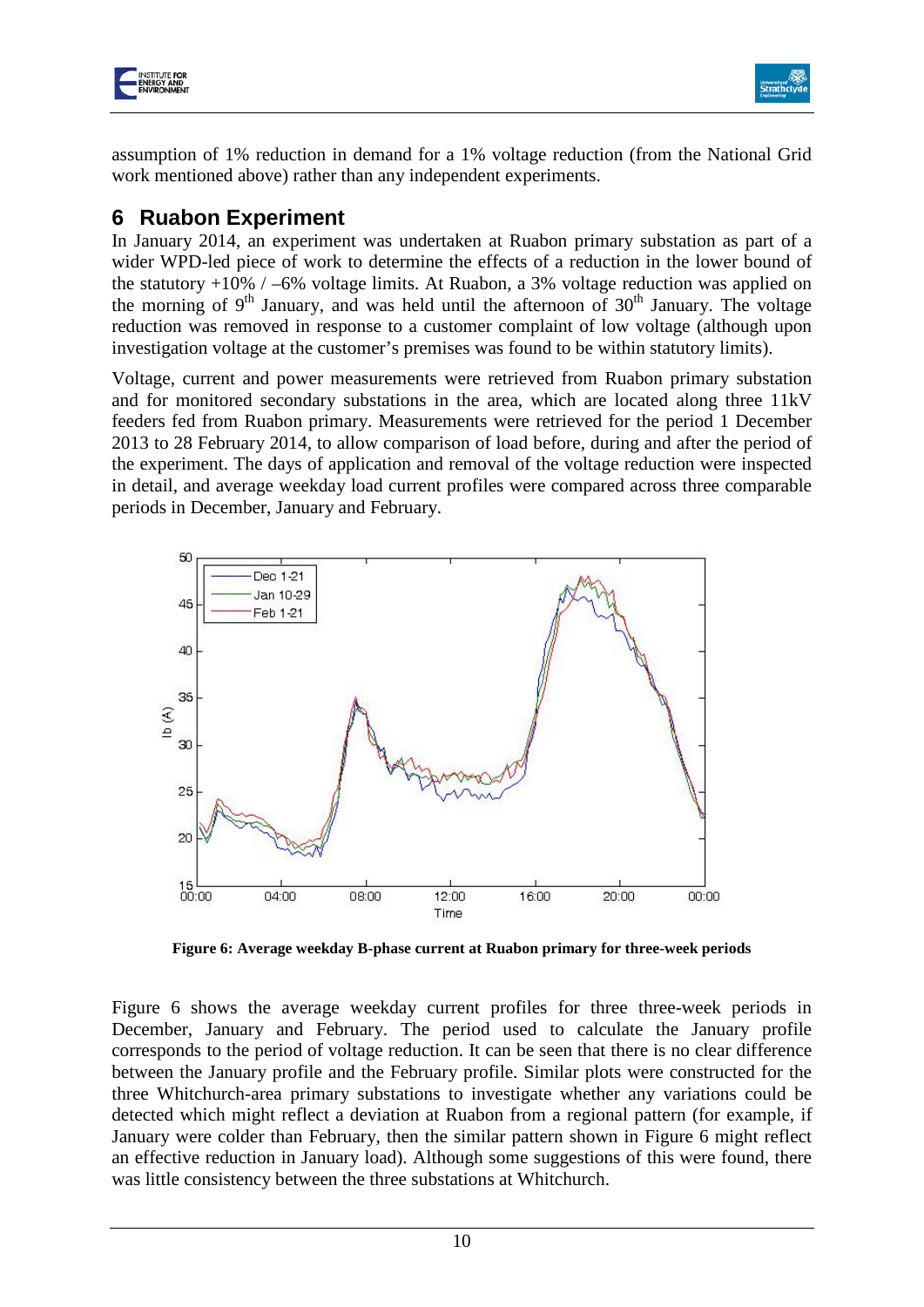assumption of 1% reduction in demand for a 1% voltage reduction (from the National Grid work mentioned above) rather than any independent experiments.

## 6 Ruabon Experiment

In January 2014, an experiment was undertaken at Ruabon primary substation as part of a wider WPD-led piece of work to determine the effects of a reduction in the lower bound of the statutory +10% / –6% voltage limits. At Ruabon, a 3% voltage reduction was applied on the morning of 9th January, and was held until the afternoon of 30th January. The voltage reduction was removed in response to a customer complaint of low voltage (although upon investigation voltage at the customer's premises was found to be within statutory limits).

Voltage, current and power measurements were retrieved from Ruabon primary substation and for monitored secondary substations in the area, which are located along three 11kV feeders fed from Ruabon primary. Measurements were retrieved for the period 1 December 2013 to 28 February 2014, to allow comparison of load before, during and after the period of the experiment. The days of application and removal of the voltage reduction were inspected in detail, and average weekday load current profiles were compared across three comparable periods in December, January and February.

**Figure 6: Average weekday B-phase current at Ruabon primary for three-week periods**

Figure 6 shows the average weekday current profiles for three three-week periods in December, January and February. The period used to calculate the January profile corresponds to the period of voltage reduction. It can be seen that there is no clear difference between the January profile and the February profile. Similar plots were constructed for the three Whitchurch-area primary substations to investigate whether any variations could be detected which might reflect a deviation at Ruabon from a regional pattern (for example, if January were colder than February, then the similar pattern shown in Figure 6 might reflect an effective reduction in January load). Although some suggestions of this were found, there was little consistency between the three substations at Whitchurch.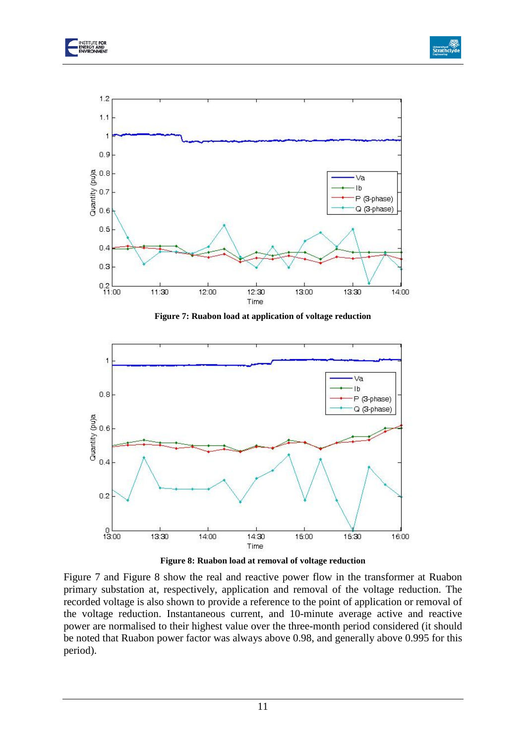**Figure 7: Ruabon load at application of voltage reduction**

**Figure 8: Ruabon load at removal of voltage reduction**

Figure 7 and Figure 8 show the real and reactive power flow in the transformer at Ruabon primary substation at, respectively, application and removal of the voltage reduction. The recorded voltage is also shown to provide a reference to the point of application or removal of the voltage reduction. Instantaneous current, and 10-minute average active and reactive power are normalised to their highest value over the three-month period considered (it should be noted that Ruabon power factor was always above 0.98, and generally above 0.995 for this period).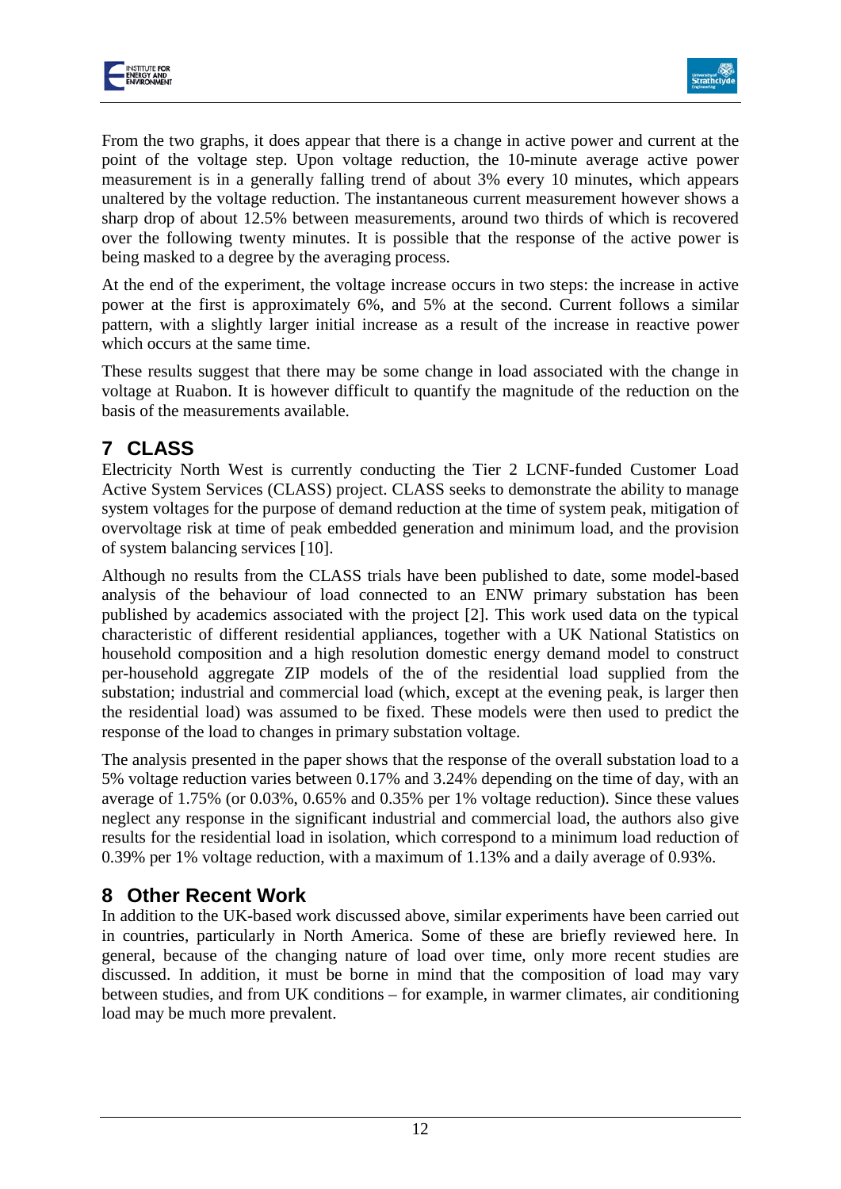From the two graphs, it does appear that there is a change in active power and current at the point of the voltage step. Upon voltage reduction, the 10-minute average active power measurement is in a generally falling trend of about 3% every 10 minutes, which appears unaltered by the voltage reduction. The instantaneous current measurement however shows a sharp drop of about 12.5% between measurements, around two thirds of which is recovered over the following twenty minutes. It is possible that the response of the active power is being masked to a degree by the averaging process.

At the end of the experiment, the voltage increase occurs in two steps: the increase in active power at the first is approximately 6%, and 5% at the second. Current follows a similar pattern, with a slightly larger initial increase as a result of the increase in reactive power which occurs at the same time.

These results suggest that there may be some change in load associated with the change in voltage at Ruabon. It is however difficult to quantify the magnitude of the reduction on the basis of the measurements available.

# 7 CLASS

Electricity North West is currently conducting the Tier 2 LCNF-funded Customer Load Active System Services (CLASS) project. CLASS seeks to demonstrate the ability to manage system voltages for the purpose of demand reduction at the time of system peak, mitigation of overvoltage risk at time of peak embedded generation and minimum load, and the provision of system balancing services [10].

Although no results from the CLASS trials have been published to date, some model-based analysis of the behaviour of load connected to an ENW primary substation has been published by academics associated with the project [2]. This work used data on the typical characteristic of different residential appliances, together with a UK National Statistics on household composition and a high resolution domestic energy demand model to construct per-household aggregate ZIP models of the of the residential load supplied from the substation; industrial and commercial load (which, except at the evening peak, is larger then the residential load) was assumed to be fixed. These models were then used to predict the response of the load to changes in primary substation voltage.

The analysis presented in the paper shows that the response of the overall substation load to a 5% voltage reduction varies between 0.17% and 3.24% depending on the time of day, with an average of 1.75% (or 0.03%, 0.65% and 0.35% per 1% voltage reduction). Since these values neglect any response in the significant industrial and commercial load, the authors also give results for the residential load in isolation, which correspond to a minimum load reduction of 0.39% per 1% voltage reduction, with a maximum of 1.13% and a daily average of 0.93%.

# 8 Other Recent Work

In addition to the UK-based work discussed above, similar experiments have been carried out in countries, particularly in North America. Some of these are briefly reviewed here. In general, because of the changing nature of load over time, only more recent studies are discussed. In addition, it must be borne in mind that the composition of load may vary between studies, and from UK conditions – for example, in warmer climates, air conditioning load may be much more prevalent.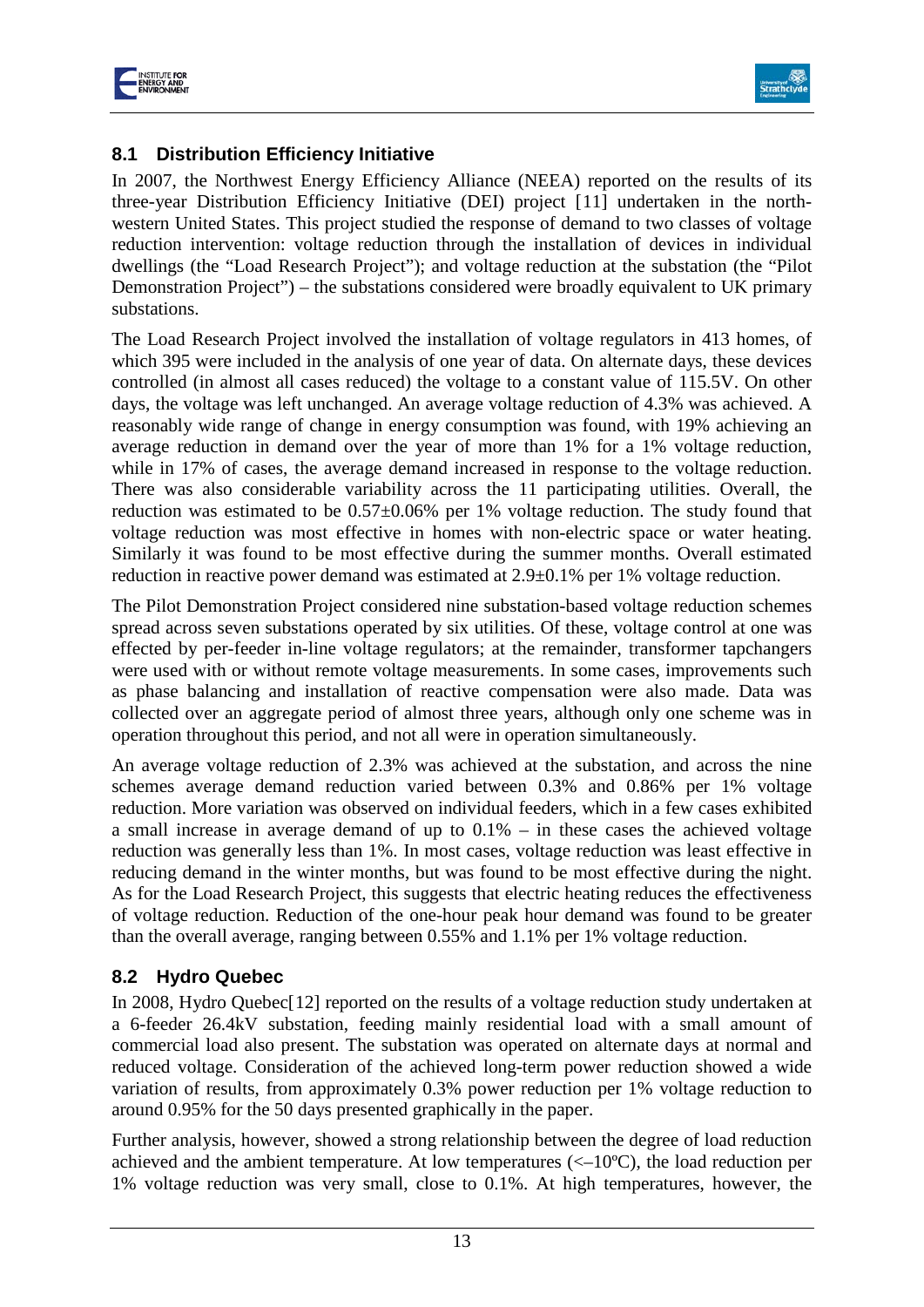## 8.1 Distribution Efficiency Initiative

In 2007, the Northwest Energy Efficiency Alliance (NEEA) reported on the results of its three-year Distribution Efficiency Initiative (DEI) project [11] undertaken in the north-western United States. This project studied the response of demand to two classes of voltage reduction intervention: voltage reduction through the installation of devices in individual dwellings (the "Load Research Project"); and voltage reduction at the substation (the "Pilot Demonstration Project") – the substations considered were broadly equivalent to UK primary substations.

The Load Research Project involved the installation of voltage regulators in 413 homes, of which 395 were included in the analysis of one year of data. On alternate days, these devices controlled (in almost all cases reduced) the voltage to a constant value of 115.5V. On other days, the voltage was left unchanged. An average voltage reduction of 4.3% was achieved. A reasonably wide range of change in energy consumption was found, with 19% achieving an average reduction in demand over the year of more than 1% for a 1% voltage reduction, while in 17% of cases, the average demand increased in response to the voltage reduction. There was also considerable variability across the 11 participating utilities. Overall, the reduction was estimated to be 0.57±0.06% per 1% voltage reduction. The study found that voltage reduction was most effective in homes with non-electric space or water heating. Similarly it was found to be most effective during the summer months. Overall estimated reduction in reactive power demand was estimated at 2.9±0.1% per 1% voltage reduction.

The Pilot Demonstration Project considered nine substation-based voltage reduction schemes spread across seven substations operated by six utilities. Of these, voltage control at one was effected by per-feeder in-line voltage regulators; at the remainder, transformer tapchangers were used with or without remote voltage measurements. In some cases, improvements such as phase balancing and installation of reactive compensation were also made. Data was collected over an aggregate period of almost three years, although only one scheme was in operation throughout this period, and not all were in operation simultaneously.

An average voltage reduction of 2.3% was achieved at the substation, and across the nine schemes average demand reduction varied between 0.3% and 0.86% per 1% voltage reduction. More variation was observed on individual feeders, which in a few cases exhibited a small increase in average demand of up to 0.1% – in these cases the achieved voltage reduction was generally less than 1%. In most cases, voltage reduction was least effective in reducing demand in the winter months, but was found to be most effective during the night. As for the Load Research Project, this suggests that electric heating reduces the effectiveness of voltage reduction. Reduction of the one-hour peak hour demand was found to be greater than the overall average, ranging between 0.55% and 1.1% per 1% voltage reduction.

## 8.2 Hydro Quebec

In 2008, Hydro Quebec[12] reported on the results of a voltage reduction study undertaken at a 6-feeder 26.4kV substation, feeding mainly residential load with a small amount of commercial load also present. The substation was operated on alternate days at normal and reduced voltage. Consideration of the achieved long-term power reduction showed a wide variation of results, from approximately 0.3% power reduction per 1% voltage reduction to around 0.95% for the 50 days presented graphically in the paper.

Further analysis, however, showed a strong relationship between the degree of load reduction achieved and the ambient temperature. At low temperatures (<–10ºC), the load reduction per 1% voltage reduction was very small, close to 0.1%. At high temperatures, however, the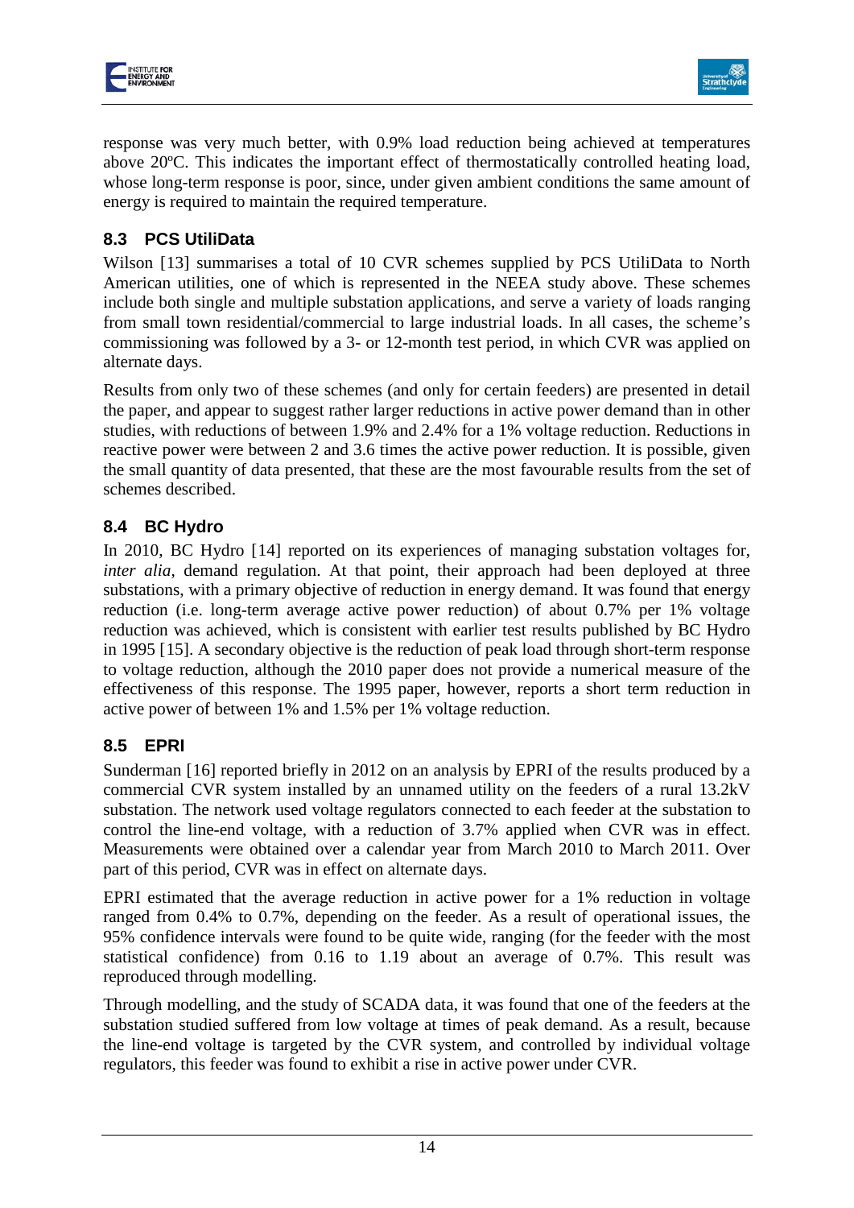response was very much better, with 0.9% load reduction being achieved at temperatures above 20ºC. This indicates the important effect of thermostatically controlled heating load, whose long-term response is poor, since, under given ambient conditions the same amount of energy is required to maintain the required temperature.

## 8.3 PCS UtiliData

Wilson [13] summarises a total of 10 CVR schemes supplied by PCS UtiliData to North American utilities, one of which is represented in the NEEA study above. These schemes include both single and multiple substation applications, and serve a variety of loads ranging from small town residential/commercial to large industrial loads. In all cases, the scheme's commissioning was followed by a 3- or 12-month test period, in which CVR was applied on alternate days.

Results from only two of these schemes (and only for certain feeders) are presented in detail the paper, and appear to suggest rather larger reductions in active power demand than in other studies, with reductions of between 1.9% and 2.4% for a 1% voltage reduction. Reductions in reactive power were between 2 and 3.6 times the active power reduction. It is possible, given the small quantity of data presented, that these are the most favourable results from the set of schemes described.

## 8.4 BC Hydro

In 2010, BC Hydro [14] reported on its experiences of managing substation voltages for, *inter alia*, demand regulation. At that point, their approach had been deployed at three substations, with a primary objective of reduction in energy demand. It was found that energy reduction (i.e. long-term average active power reduction) of about 0.7% per 1% voltage reduction was achieved, which is consistent with earlier test results published by BC Hydro in 1995 [15]. A secondary objective is the reduction of peak load through short-term response to voltage reduction, although the 2010 paper does not provide a numerical measure of the effectiveness of this response. The 1995 paper, however, reports a short term reduction in active power of between 1% and 1.5% per 1% voltage reduction.

## 8.5 EPRI

Sunderman [16] reported briefly in 2012 on an analysis by EPRI of the results produced by a commercial CVR system installed by an unnamed utility on the feeders of a rural 13.2kV substation. The network used voltage regulators connected to each feeder at the substation to control the line-end voltage, with a reduction of 3.7% applied when CVR was in effect. Measurements were obtained over a calendar year from March 2010 to March 2011. Over part of this period, CVR was in effect on alternate days.

EPRI estimated that the average reduction in active power for a 1% reduction in voltage ranged from 0.4% to 0.7%, depending on the feeder. As a result of operational issues, the 95% confidence intervals were found to be quite wide, ranging (for the feeder with the most statistical confidence) from 0.16 to 1.19 about an average of 0.7%. This result was reproduced through modelling.

Through modelling, and the study of SCADA data, it was found that one of the feeders at the substation studied suffered from low voltage at times of peak demand. As a result, because the line-end voltage is targeted by the CVR system, and controlled by individual voltage regulators, this feeder was found to exhibit a rise in active power under CVR.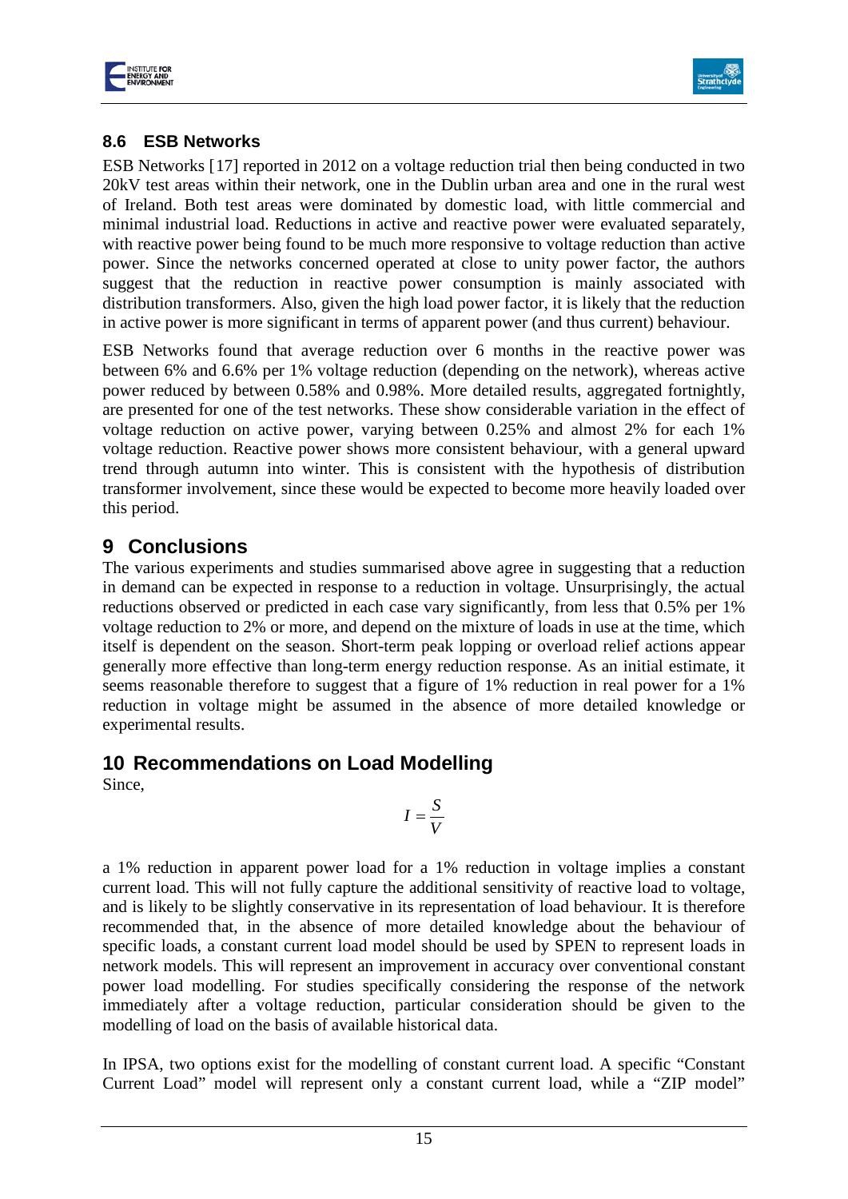### 8.6 ESB Networks

ESB Networks [17] reported in 2012 on a voltage reduction trial then being conducted in two 20kV test areas within their network, one in the Dublin urban area and one in the rural west of Ireland. Both test areas were dominated by domestic load, with little commercial and minimal industrial load. Reductions in active and reactive power were evaluated separately, with reactive power being found to be much more responsive to voltage reduction than active power. Since the networks concerned operated at close to unity power factor, the authors suggest that the reduction in reactive power consumption is mainly associated with distribution transformers. Also, given the high load power factor, it is likely that the reduction in active power is more significant in terms of apparent power (and thus current) behaviour.

ESB Networks found that average reduction over 6 months in the reactive power was between 6% and 6.6% per 1% voltage reduction (depending on the network), whereas active power reduced by between 0.58% and 0.98%. More detailed results, aggregated fortnightly, are presented for one of the test networks. These show considerable variation in the effect of voltage reduction on active power, varying between 0.25% and almost 2% for each 1% voltage reduction. Reactive power shows more consistent behaviour, with a general upward trend through autumn into winter. This is consistent with the hypothesis of distribution transformer involvement, since these would be expected to become more heavily loaded over this period.

## 9 Conclusions

The various experiments and studies summarised above agree in suggesting that a reduction in demand can be expected in response to a reduction in voltage. Unsurprisingly, the actual reductions observed or predicted in each case vary significantly, from less that 0.5% per 1% voltage reduction to 2% or more, and depend on the mixture of loads in use at the time, which itself is dependent on the season. Short-term peak lopping or overload relief actions appear generally more effective than long-term energy reduction response. As an initial estimate, it seems reasonable therefore to suggest that a figure of 1% reduction in real power for a 1% reduction in voltage might be assumed in the absence of more detailed knowledge or experimental results.

## 10 Recommendations on Load Modelling

Since,

$$I = \frac{S}{V}$$

a 1% reduction in apparent power load for a 1% reduction in voltage implies a constant current load. This will not fully capture the additional sensitivity of reactive load to voltage, and is likely to be slightly conservative in its representation of load behaviour. It is therefore recommended that, in the absence of more detailed knowledge about the behaviour of specific loads, a constant current load model should be used by SPEN to represent loads in network models. This will represent an improvement in accuracy over conventional constant power load modelling. For studies specifically considering the response of the network immediately after a voltage reduction, particular consideration should be given to the modelling of load on the basis of available historical data.

In IPSA, two options exist for the modelling of constant current load. A specific "Constant Current Load" model will represent only a constant current load, while a "ZIP model"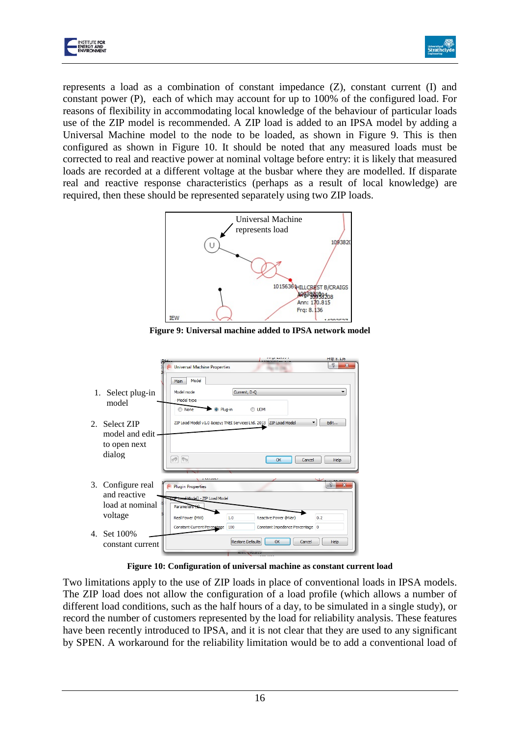represents a load as a combination of constant impedance (Z), constant current (I) and constant power (P), each of which may account for up to 100% of the configured load. For reasons of flexibility in accommodating local knowledge of the behaviour of particular loads use of the ZIP model is recommended. A ZIP load is added to an IPSA model by adding a Universal Machine model to the node to be loaded, as shown in Figure 9. This is then configured as shown in Figure 10. It should be noted that any measured loads must be corrected to real and reactive power at nominal voltage before entry: it is likely that measured loads are recorded at a different voltage at the busbar where they are modelled. If disparate real and reactive response characteristics (perhaps as a result of local knowledge) are required, then these should be represented separately using two ZIP loads.

**Figure 9: Universal machine added to IPSA network model**

**Figure 10: Configuration of universal machine as constant current load**

Two limitations apply to the use of ZIP loads in place of conventional loads in IPSA models. The ZIP load does not allow the configuration of a load profile (which allows a number of different load conditions, such as the half hours of a day, to be simulated in a single study), or record the number of customers represented by the load for reliability analysis. These features have been recently introduced to IPSA, and it is not clear that they are used to any significant by SPEN. A workaround for the reliability limitation would be to add a conventional load of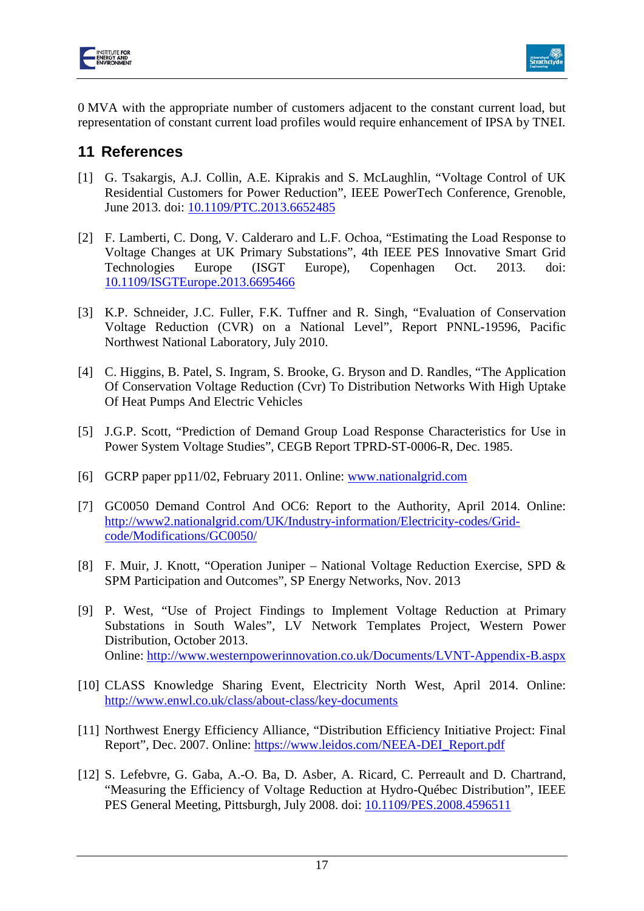0 MVA with the appropriate number of customers adjacent to the constant current load, but representation of constant current load profiles would require enhancement of IPSA by TNEI.

## 11 References

[1] G. Tsakargis, A.J. Collin, A.E. Kiprakis and S. McLaughlin, "Voltage Control of UK Residential Customers for Power Reduction", IEEE PowerTech Conference, Grenoble, June 2013. doi: 10.1109/PTC.2013.6652485

[2] F. Lamberti, C. Dong, V. Calderaro and L.F. Ochoa, "Estimating the Load Response to Voltage Changes at UK Primary Substations", 4th IEEE PES Innovative Smart Grid Technologies Europe (ISGT Europe), Copenhagen Oct. 2013. doi: 10.1109/ISGTEurope.2013.6695466

[3] K.P. Schneider, J.C. Fuller, F.K. Tuffner and R. Singh, "Evaluation of Conservation Voltage Reduction (CVR) on a National Level", Report PNNL-19596, Pacific Northwest National Laboratory, July 2010.

[4] C. Higgins, B. Patel, S. Ingram, S. Brooke, G. Bryson and D. Randles, "The Application Of Conservation Voltage Reduction (Cvr) To Distribution Networks With High Uptake Of Heat Pumps And Electric Vehicles

[5] J.G.P. Scott, "Prediction of Demand Group Load Response Characteristics for Use in Power System Voltage Studies", CEGB Report TPRD-ST-0006-R, Dec. 1985.

[6] GCRP paper pp11/02, February 2011. Online: www.nationalgrid.com

[7] GC0050 Demand Control And OC6: Report to the Authority, April 2014. Online: http://www2.nationalgrid.com/UK/Industry-information/Electricity-codes/Grid-code/Modifications/GC0050/

[8] F. Muir, J. Knott, "Operation Juniper – National Voltage Reduction Exercise, SPD & SPM Participation and Outcomes", SP Energy Networks, Nov. 2013

[9] P. West, "Use of Project Findings to Implement Voltage Reduction at Primary Substations in South Wales", LV Network Templates Project, Western Power Distribution, October 2013.
Online: http://www.westernpowerinnovation.co.uk/Documents/LVNT-Appendix-B.aspx

[10] CLASS Knowledge Sharing Event, Electricity North West, April 2014. Online: http://www.enwl.co.uk/class/about-class/key-documents

[11] Northwest Energy Efficiency Alliance, "Distribution Efficiency Initiative Project: Final Report", Dec. 2007. Online: https://www.leidos.com/NEEA-DEI_Report.pdf

[12] S. Lefebvre, G. Gaba, A.-O. Ba, D. Asber, A. Ricard, C. Perreault and D. Chartrand, "Measuring the Efficiency of Voltage Reduction at Hydro-Québec Distribution", IEEE PES General Meeting, Pittsburgh, July 2008. doi: 10.1109/PES.2008.4596511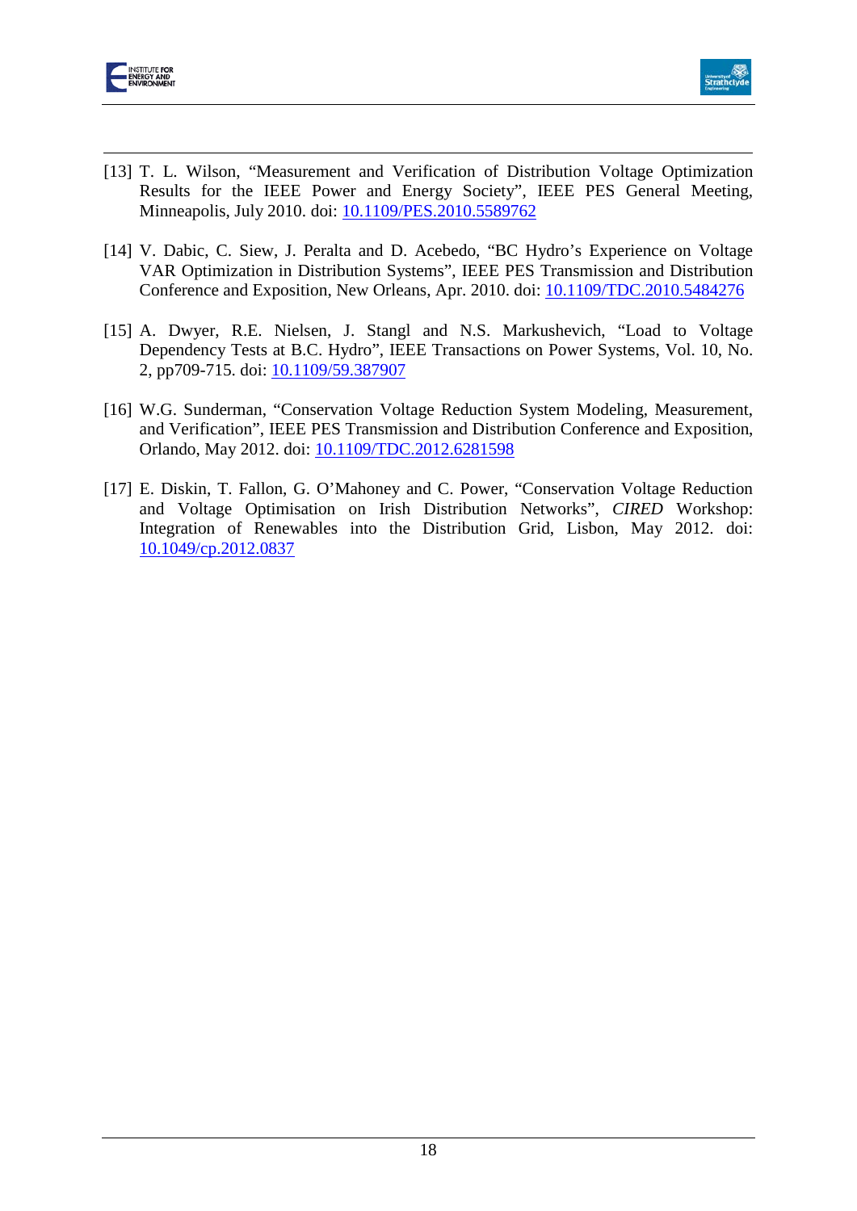[13] T. L. Wilson, "Measurement and Verification of Distribution Voltage Optimization Results for the IEEE Power and Energy Society", IEEE PES General Meeting, Minneapolis, July 2010. doi: 10.1109/PES.2010.5589762

[14] V. Dabic, C. Siew, J. Peralta and D. Acebedo, "BC Hydro's Experience on Voltage VAR Optimization in Distribution Systems", IEEE PES Transmission and Distribution Conference and Exposition, New Orleans, Apr. 2010. doi: 10.1109/TDC.2010.5484276

[15] A. Dwyer, R.E. Nielsen, J. Stangl and N.S. Markushevich, "Load to Voltage Dependency Tests at B.C. Hydro", IEEE Transactions on Power Systems, Vol. 10, No. 2, pp709-715. doi: 10.1109/59.387907

[16] W.G. Sunderman, "Conservation Voltage Reduction System Modeling, Measurement, and Verification", IEEE PES Transmission and Distribution Conference and Exposition, Orlando, May 2012. doi: 10.1109/TDC.2012.6281598

[17] E. Diskin, T. Fallon, G. O'Mahoney and C. Power, "Conservation Voltage Reduction and Voltage Optimisation on Irish Distribution Networks", *CIRED* Workshop: Integration of Renewables into the Distribution Grid, Lisbon, May 2012. doi: 10.1049/cp.2012.0837